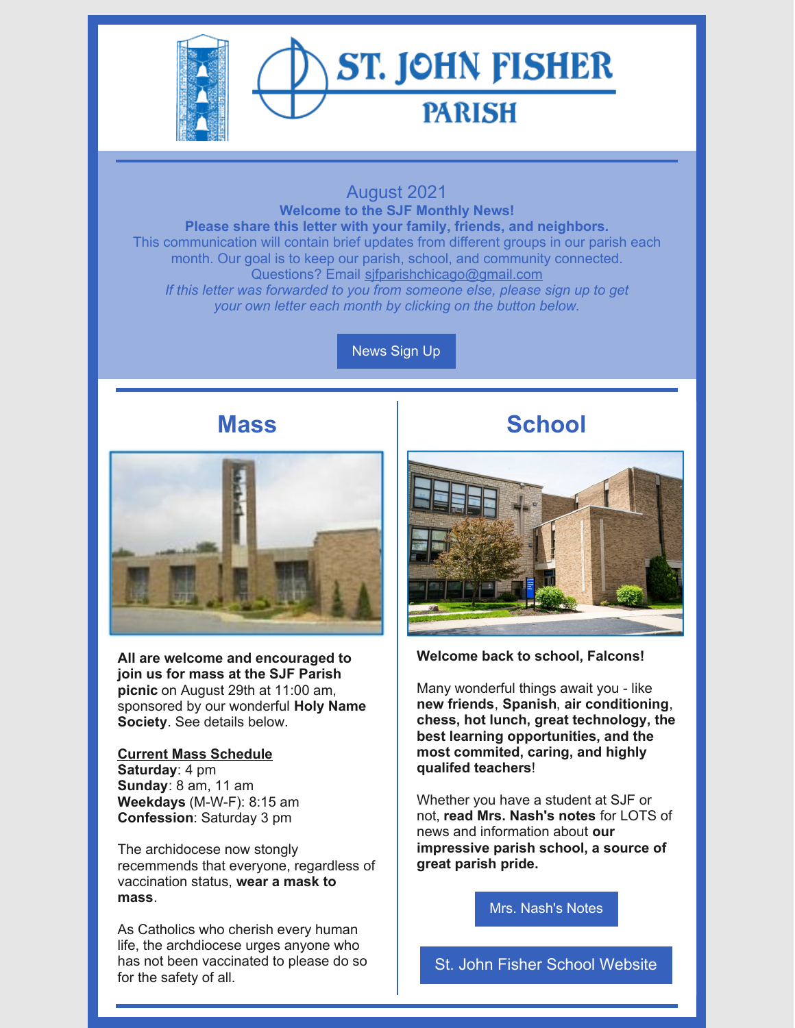# ST. JOHN FISHER PARISH

August 2021

**Welcome to the SJF Monthly News!**

**Please share this letter with your family, friends, and neighbors.**

This communication will contain brief updates from different groups in our parish each month. Our goal is to keep our parish, school, and community connected.

Questions? Email sjfparishchicago@gmail.com

*If this letter was forwarded to you from someone else, please sign up to get your own letter each month by clicking on the button below.*

News Sign Up

## Mass

**All are welcome and encouraged to join us for mass at the SJF Parish picnic** on August 29th at 11:00 am, sponsored by our wonderful **Holy Name Society**. See details below.

**Current Mass Schedule**

**Saturday**: 4 pm
**Sunday**: 8 am, 11 am
**Weekdays** (M-W-F): 8:15 am
**Confession**: Saturday 3 pm

The archidocese now stongly recemmends that everyone, regardless of vaccination status, **wear a mask to mass**.

As Catholics who cherish every human life, the archidocese urges anyone who has not been vaccinated to please do so for the safety of all.

## School

**Welcome back to school, Falcons!**

Many wonderful things await you - like **new friends**, **Spanish**, **air conditioning**, **chess, hot lunch, great technology, the best learning opportunities, and the most commited, caring, and highly qualifed teachers**!

Whether you have a student at SJF or not, **read Mrs. Nash's notes** for LOTS of news and information about **our impressive parish school, a source of great parish pride.**

Mrs. Nash's Notes

St. John Fisher School Website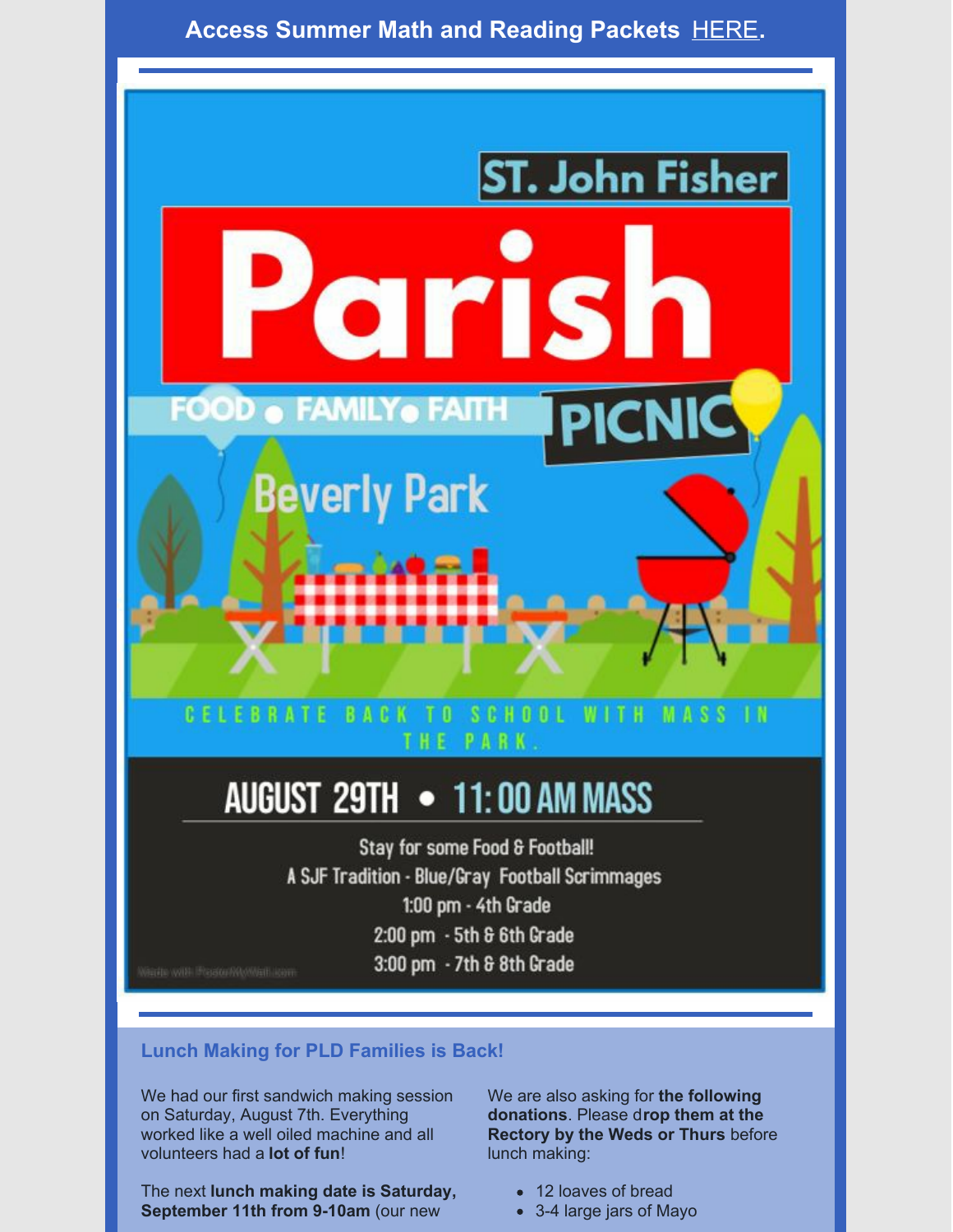**Access Summer Math and Reading Packets HERE.**

ST. John Fisher

# Parish

FOOD • FAMILY • FAITH

PICNIC

Beverly Park

CELEBRATE BACK TO SCHOOL WITH MASS IN THE PARK.

## AUGUST 29TH • 11:00 AM MASS

Stay for some Food & Football!

A SJF Tradition - Blue/Gray Football Scrimmages

1:00 pm - 4th Grade

2:00 pm - 5th & 6th Grade

3:00 pm - 7th & 8th Grade

### Lunch Making for PLD Families is Back!

We had our first sandwich making session on Saturday, August 7th. Everything worked like a well oiled machine and all volunteers had a **lot of fun**!

The next **lunch making date is Saturday, September 11th from 9-10am** (our new

We are also asking for **the following donations**. Please d**rop them at the Rectory by the Weds or Thurs** before lunch making:

- 12 loaves of bread
- 3-4 large jars of Mayo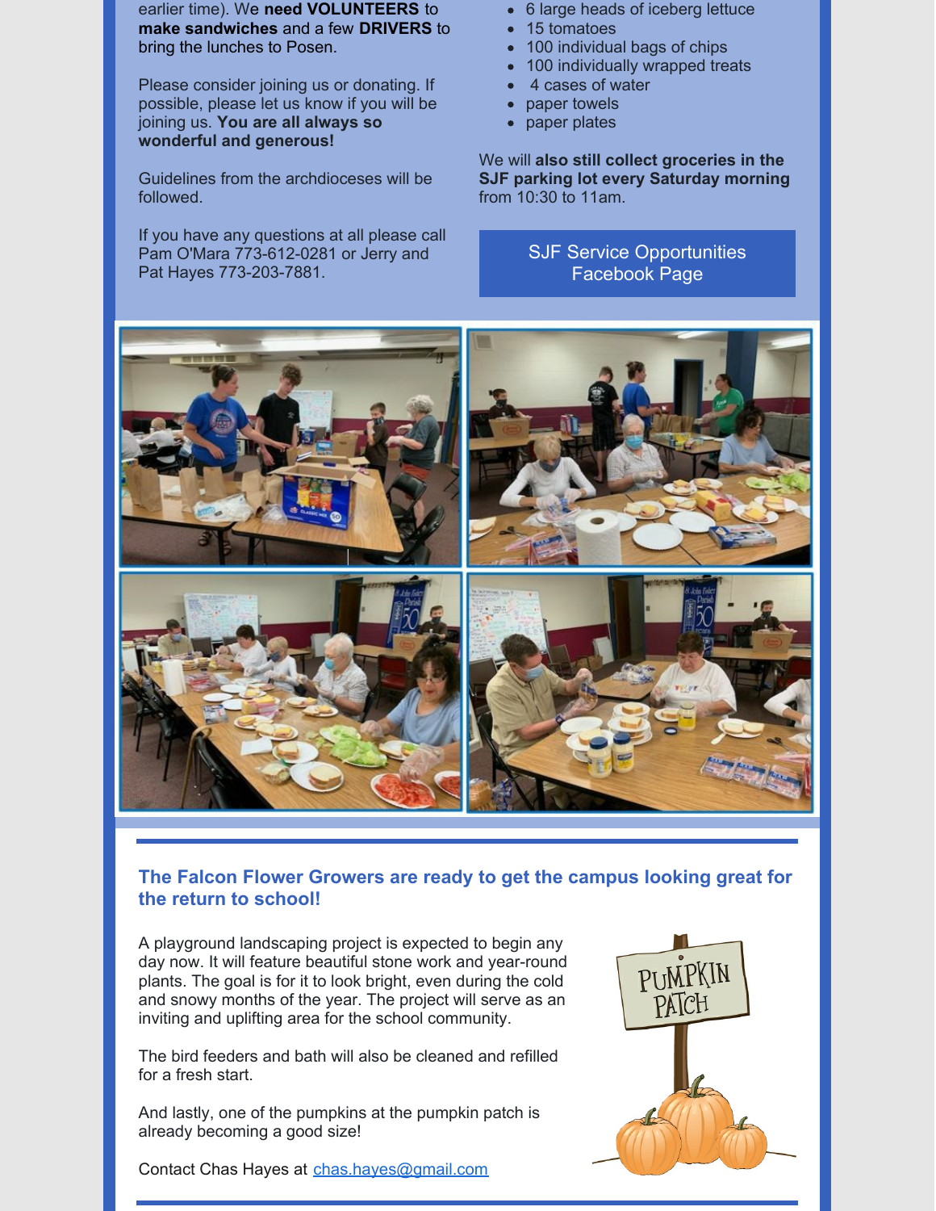earlier time). We **need VOLUNTEERS** to **make sandwiches** and a few **DRIVERS** to bring the lunches to Posen.

Please consider joining us or donating. If possible, please let us know if you will be joining us. **You are all always so wonderful and generous!**

Guidelines from the archdioceses will be followed.

If you have any questions at all please call Pam O'Mara 773-612-0281 or Jerry and Pat Hayes 773-203-7881.

- 6 large heads of iceberg lettuce
- 15 tomatoes
- 100 individual bags of chips
- 100 individually wrapped treats
- 4 cases of water
- paper towels
- paper plates

We will **also still collect groceries in the SJF parking lot every Saturday morning** from 10:30 to 11am.

SJF Service Opportunities Facebook Page

### The Falcon Flower Growers are ready to get the campus looking great for the return to school!

A playground landscaping project is expected to begin any day now. It will feature beautiful stone work and year-round plants. The goal is for it to look bright, even during the cold and snowy months of the year. The project will serve as an inviting and uplifting area for the school community.

The bird feeders and bath will also be cleaned and refilled for a fresh start.

And lastly, one of the pumpkins at the pumpkin patch is already becoming a good size!

Contact Chas Hayes at chas.hayes@gmail.com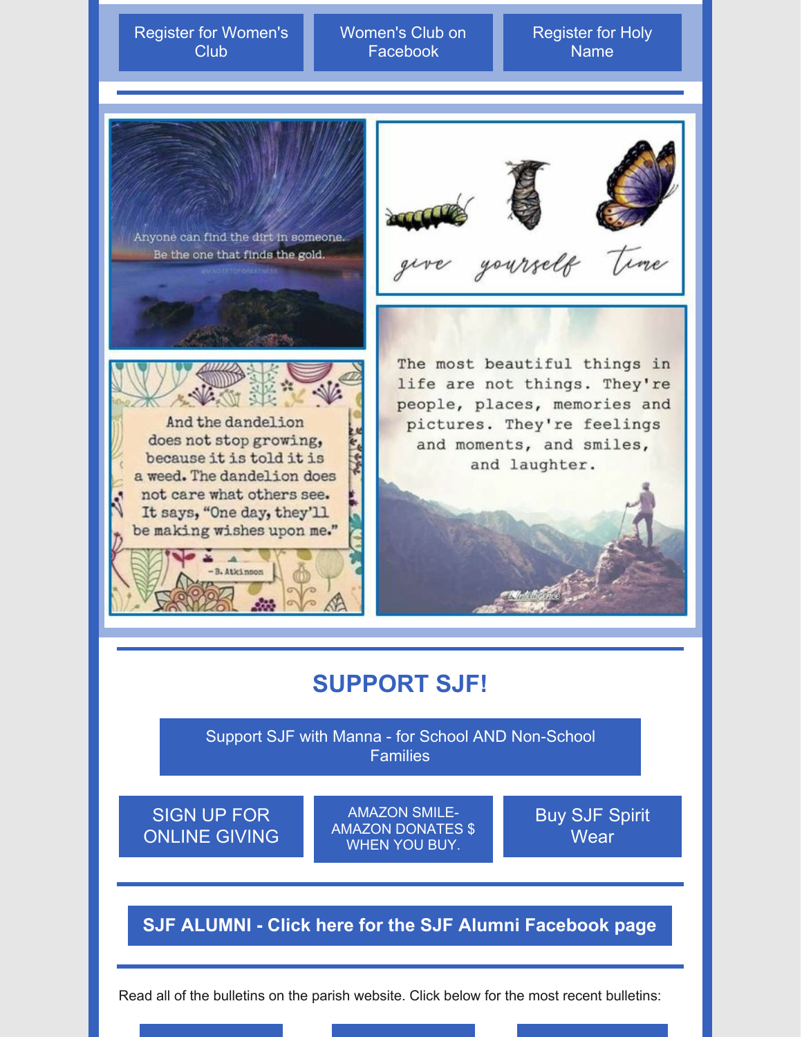Register for Women's Club | Women's Club on Facebook | Register for Holy Name

Anyone can find the dirt in someone. Be the one that finds the gold.

give yourself time

And the dandelion does not stop growing, because it is told it is a weed. The dandelion does not care what others see. It says, "One day, they'll be making wishes upon me."

– B. Atkinson

The most beautiful things in life are not things. They're people, places, memories and pictures. They're feelings and moments, and smiles, and laughter.

## SUPPORT SJF!

Support SJF with Manna - for School AND Non-School Families

SIGN UP FOR ONLINE GIVING | AMAZON SMILE- AMAZON DONATES $ WHEN YOU BUY. | Buy SJF Spirit Wear

**SJF ALUMNI - Click here for the SJF Alumni Facebook page**

Read all of the bulletins on the parish website. Click below for the most recent bulletins: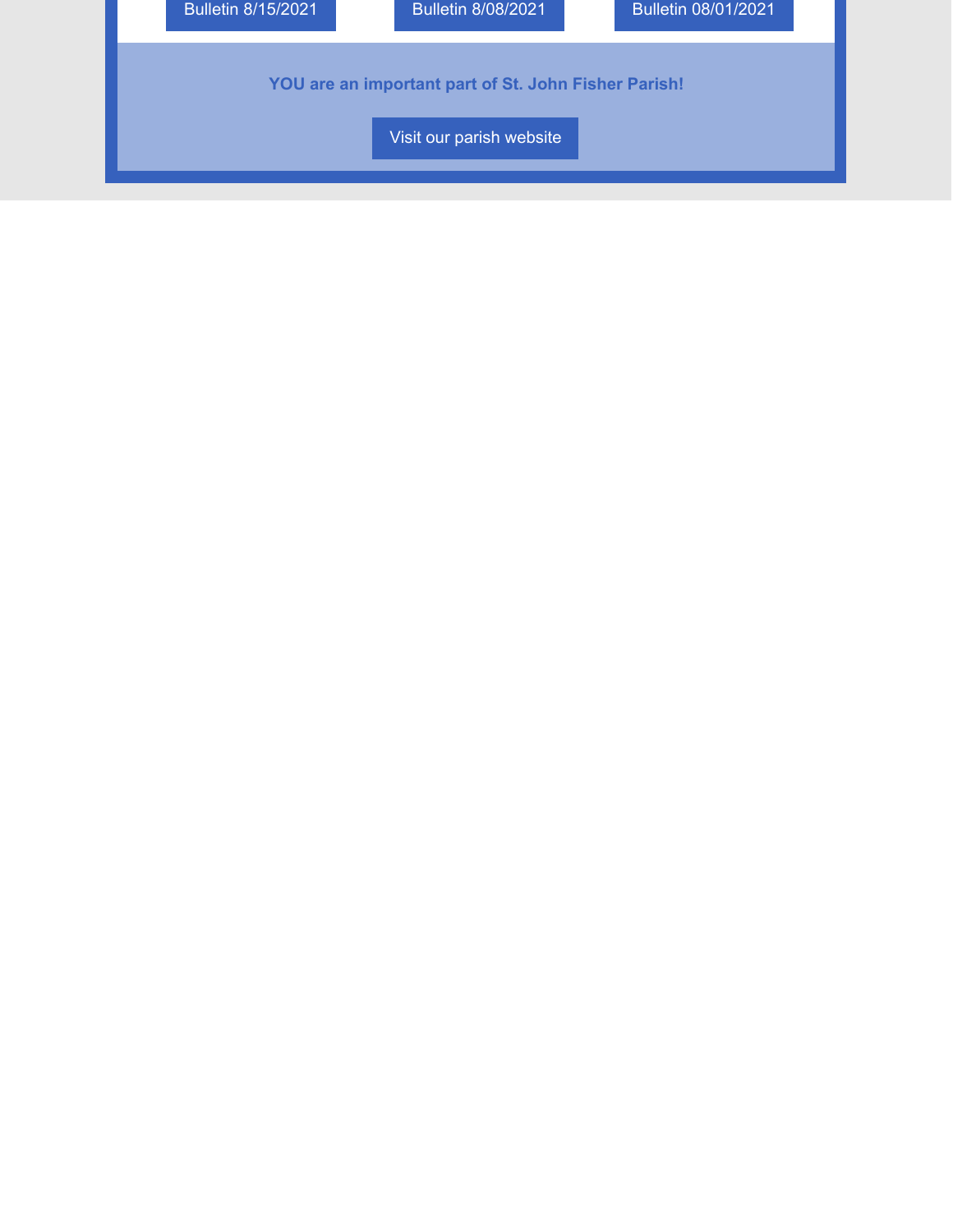Bulletin 8/15/2021 | Bulletin 8/08/2021 | Bulletin 08/01/2021

**YOU are an important part of St. John Fisher Parish!**

Visit our parish website